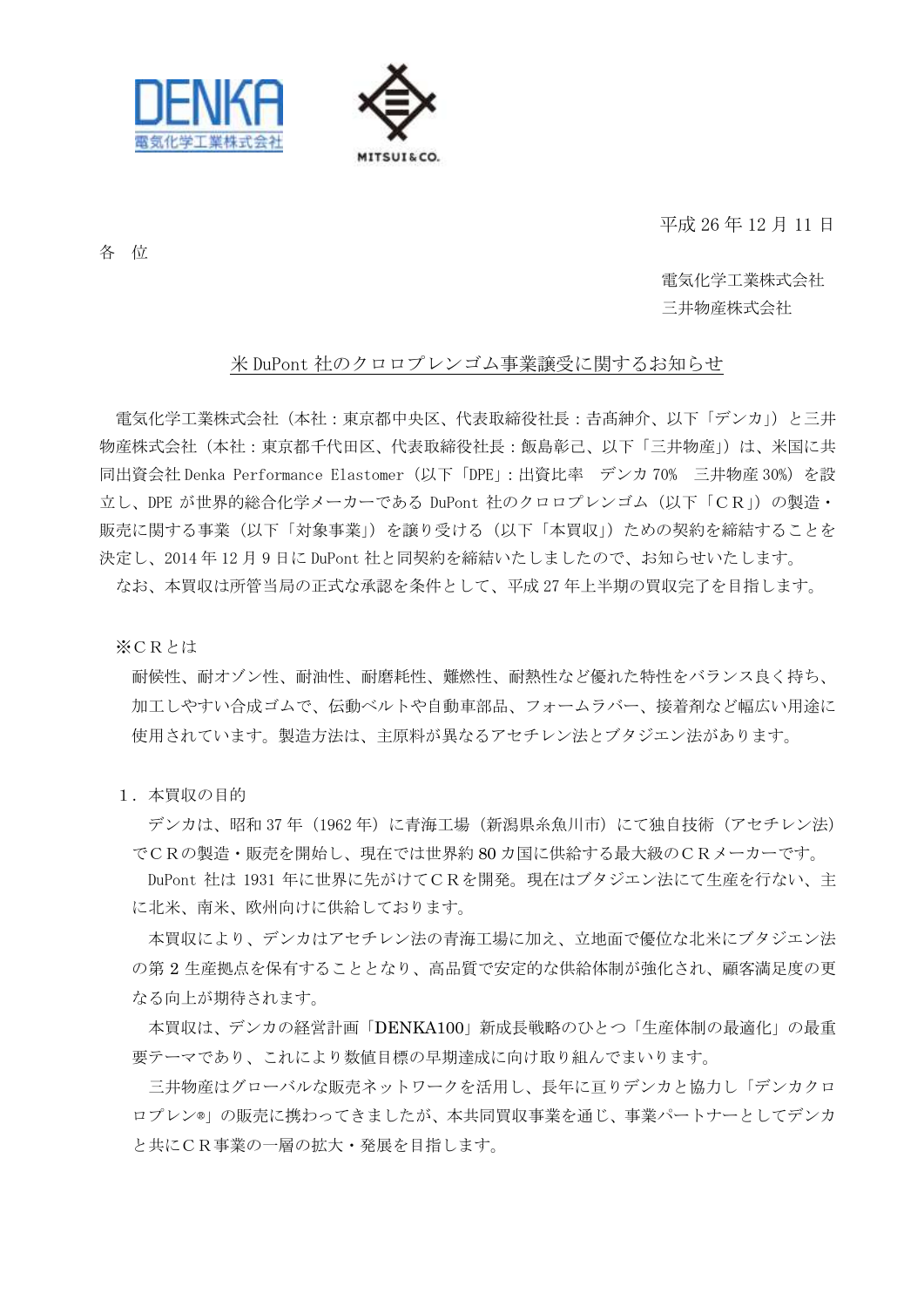平成 26 年 12 月 11 日

各　位

電気化学工業株式会社
三井物産株式会社

# 米 DuPont 社のクロロプレンゴム事業譲受に関するお知らせ

電気化学工業株式会社（本社：東京都中央区、代表取締役社長：吉髙紳介、以下「デンカ」）と三井物産株式会社（本社：東京都千代田区、代表取締役社長：飯島彰己、以下「三井物産」）は、米国に共同出資会社 Denka Performance Elastomer（以下「DPE」：出資比率　デンカ 70%　三井物産 30%）を設立し、DPE が世界的総合化学メーカーである DuPont 社のクロロプレンゴム（以下「ＣＲ」）の製造・販売に関する事業（以下「対象事業」）を譲り受ける（以下「本買収」）ための契約を締結することを決定し、2014 年 12 月 9 日に DuPont 社と同契約を締結いたしましたので、お知らせいたします。

なお、本買収は所管当局の正式な承認を条件として、平成 27 年上半期の買収完了を目指します。

※ＣＲとは

耐候性、耐オゾン性、耐油性、耐磨耗性、難燃性、耐熱性など優れた特性をバランス良く持ち、加工しやすい合成ゴムで、伝動ベルトや自動車部品、フォームラバー、接着剤など幅広い用途に使用されています。製造方法は、主原料が異なるアセチレン法とブタジエン法があります。

1．本買収の目的

デンカは、昭和 37 年（1962 年）に青海工場（新潟県糸魚川市）にて独自技術（アセチレン法）でＣＲの製造・販売を開始し、現在では世界約 80 カ国に供給する最大級のＣＲメーカーです。

DuPont 社は 1931 年に世界に先がけてＣＲを開発。現在はブタジエン法にて生産を行ない、主に北米、南米、欧州向けに供給しております。

本買収により、デンカはアセチレン法の青海工場に加え、立地面で優位な北米にブタジエン法の第 2 生産拠点を保有することとなり、高品質で安定的な供給体制が強化され、顧客満足度の更なる向上が期待されます。

本買収は、デンカの経営計画「DENKA100」新成長戦略のひとつ「生産体制の最適化」の最重要テーマであり、これにより数値目標の早期達成に向け取り組んでまいります。

三井物産はグローバルな販売ネットワークを活用し、長年に亘りデンカと協力し「デンカクロロプレン®」の販売に携わってきましたが、本共同買収事業を通じ、事業パートナーとしてデンカと共にＣＲ事業の一層の拡大・発展を目指します。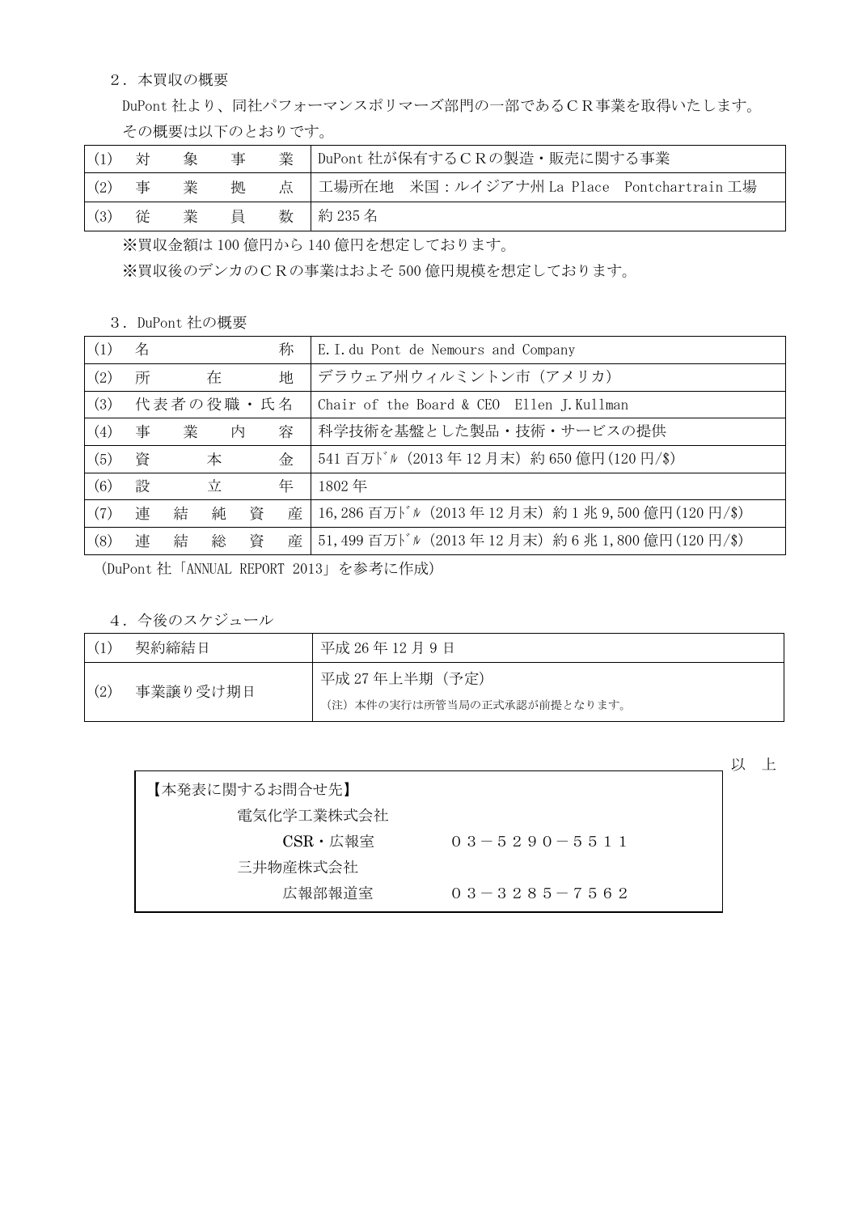2．本買収の概要

DuPont 社より、同社パフォーマンスポリマーズ部門の一部であるＣＲ事業を取得いたします。その概要は以下のとおりです。

| | |
|---|---|
| (1) 対象事業 | DuPont 社が保有するＣＲの製造・販売に関する事業 |
| (2) 事業拠点 | 工場所在地　米国：ルイジアナ州 La Place　Pontchartrain 工場 |
| (3) 従業員数 | 約 235 名 |

※買収金額は 100 億円から 140 億円を想定しております。

※買収後のデンカのＣＲの事業はおよそ 500 億円規模を想定しております。

3．DuPont 社の概要

| | |
|---|---|
| (1) 名称 | E.I.du Pont de Nemours and Company |
| (2) 所在地 | デラウェア州ウィルミントン市（アメリカ） |
| (3) 代表者の役職・氏名 | Chair of the Board & CEO　Ellen J.Kullman |
| (4) 事業内容 | 科学技術を基盤とした製品・技術・サービスの提供 |
| (5) 資本金 | 541 百万ﾄﾞﾙ（2013 年 12 月末）約 650 億円(120 円/$) |
| (6) 設立年 | 1802 年 |
| (7) 連結純資産 | 16,286 百万ﾄﾞﾙ（2013 年 12 月末）約 1 兆 9,500 億円(120 円/$) |
| (8) 連結総資産 | 51,499 百万ﾄﾞﾙ（2013 年 12 月末）約 6 兆 1,800 億円(120 円/$) |

(DuPont 社「ANNUAL REPORT 2013」を参考に作成)

4．今後のスケジュール

| | |
|---|---|
| (1) 契約締結日 | 平成 26 年 12 月 9 日 |
| (2) 事業譲り受け期日 | 平成 27 年上半期（予定）<br>（注）本件の実行は所管当局の正式承認が前提となります。 |

以　上

【本発表に関するお問合せ先】

電気化学工業株式会社

CSR・広報室　０３－５２９０－５５１１

三井物産株式会社

広報部報道室　０３－３２８５－７５６２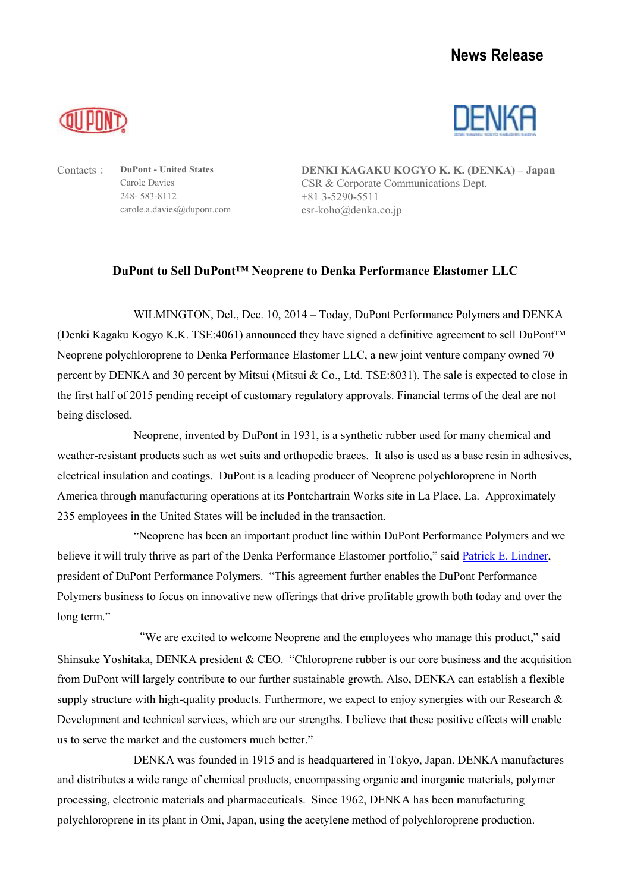# News Release

Contacts :

**DuPont - United States**
Carole Davies
248- 583-8112
carole.a.davies@dupont.com

**DENKI KAGAKU KOGYO K. K. (DENKA) – Japan**
CSR & Corporate Communications Dept.
+81 3-5290-5511
csr-koho@denka.co.jp

## DuPont to Sell DuPont™ Neoprene to Denka Performance Elastomer LLC

WILMINGTON, Del., Dec. 10, 2014 – Today, DuPont Performance Polymers and DENKA (Denki Kagaku Kogyo K.K. TSE:4061) announced they have signed a definitive agreement to sell DuPont™ Neoprene polychloroprene to Denka Performance Elastomer LLC, a new joint venture company owned 70 percent by DENKA and 30 percent by Mitsui (Mitsui & Co., Ltd. TSE:8031). The sale is expected to close in the first half of 2015 pending receipt of customary regulatory approvals. Financial terms of the deal are not being disclosed.

Neoprene, invented by DuPont in 1931, is a synthetic rubber used for many chemical and weather-resistant products such as wet suits and orthopedic braces. It also is used as a base resin in adhesives, electrical insulation and coatings. DuPont is a leading producer of Neoprene polychloroprene in North America through manufacturing operations at its Pontchartrain Works site in La Place, La. Approximately 235 employees in the United States will be included in the transaction.

"Neoprene has been an important product line within DuPont Performance Polymers and we believe it will truly thrive as part of the Denka Performance Elastomer portfolio," said Patrick E. Lindner, president of DuPont Performance Polymers. "This agreement further enables the DuPont Performance Polymers business to focus on innovative new offerings that drive profitable growth both today and over the long term."

"We are excited to welcome Neoprene and the employees who manage this product," said Shinsuke Yoshitaka, DENKA president & CEO. "Chloroprene rubber is our core business and the acquisition from DuPont will largely contribute to our further sustainable growth. Also, DENKA can establish a flexible supply structure with high-quality products. Furthermore, we expect to enjoy synergies with our Research & Development and technical services, which are our strengths. I believe that these positive effects will enable us to serve the market and the customers much better."

DENKA was founded in 1915 and is headquartered in Tokyo, Japan. DENKA manufactures and distributes a wide range of chemical products, encompassing organic and inorganic materials, polymer processing, electronic materials and pharmaceuticals. Since 1962, DENKA has been manufacturing polychloroprene in its plant in Omi, Japan, using the acetylene method of polychloroprene production.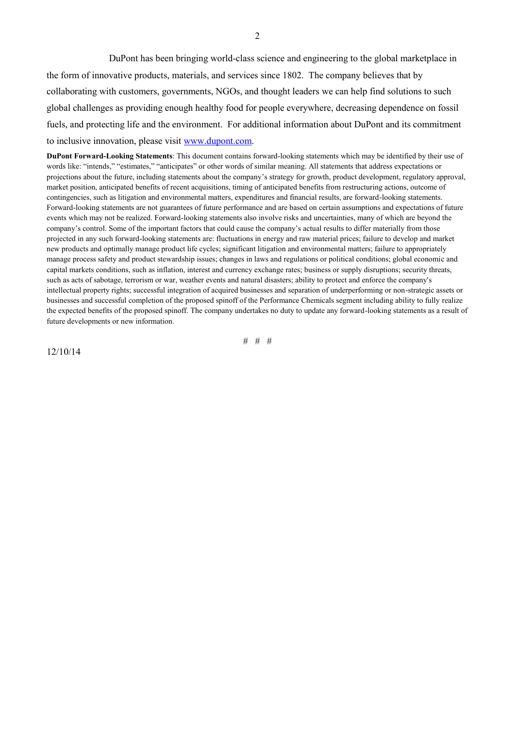DuPont has been bringing world-class science and engineering to the global marketplace in the form of innovative products, materials, and services since 1802. The company believes that by collaborating with customers, governments, NGOs, and thought leaders we can help find solutions to such global challenges as providing enough healthy food for people everywhere, decreasing dependence on fossil fuels, and protecting life and the environment. For additional information about DuPont and its commitment to inclusive innovation, please visit [www.dupont.com](http://www.dupont.com).

**DuPont Forward-Looking Statements**: This document contains forward-looking statements which may be identified by their use of words like: "intends," "estimates," "anticipates" or other words of similar meaning. All statements that address expectations or projections about the future, including statements about the company's strategy for growth, product development, regulatory approval, market position, anticipated benefits of recent acquisitions, timing of anticipated benefits from restructuring actions, outcome of contingencies, such as litigation and environmental matters, expenditures and financial results, are forward-looking statements. Forward-looking statements are not guarantees of future performance and are based on certain assumptions and expectations of future events which may not be realized. Forward-looking statements also involve risks and uncertainties, many of which are beyond the company's control. Some of the important factors that could cause the company's actual results to differ materially from those projected in any such forward-looking statements are: fluctuations in energy and raw material prices; failure to develop and market new products and optimally manage product life cycles; significant litigation and environmental matters; failure to appropriately manage process safety and product stewardship issues; changes in laws and regulations or political conditions; global economic and capital markets conditions, such as inflation, interest and currency exchange rates; business or supply disruptions; security threats, such as acts of sabotage, terrorism or war, weather events and natural disasters; ability to protect and enforce the company's intellectual property rights; successful integration of acquired businesses and separation of underperforming or non-strategic assets or businesses and successful completion of the proposed spinoff of the Performance Chemicals segment including ability to fully realize the expected benefits of the proposed spinoff. The company undertakes no duty to update any forward-looking statements as a result of future developments or new information.

# # #

12/10/14